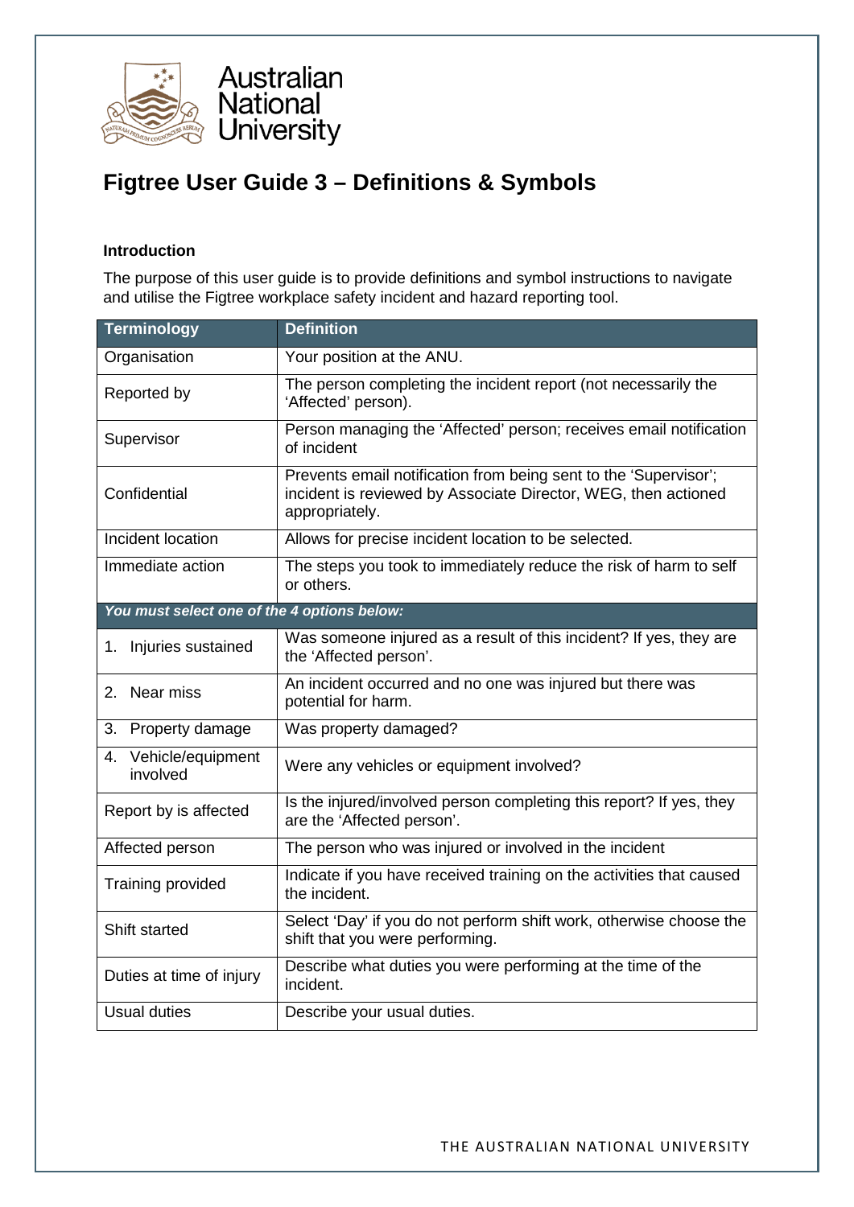# Figtree User Guide 3 – Definitions & Symbols

### Introduction

The purpose of this user guide is to provide definitions and symbol instructions to navigate and utilise the Figtree workplace safety incident and hazard reporting tool.

| Terminology | Definition |
|---|---|
| Organisation | Your position at the ANU. |
| Reported by | The person completing the incident report (not necessarily the 'Affected' person). |
| Supervisor | Person managing the 'Affected' person; receives email notification of incident |
| Confidential | Prevents email notification from being sent to the 'Supervisor'; incident is reviewed by Associate Director, WEG, then actioned appropriately. |
| Incident location | Allows for precise incident location to be selected. |
| Immediate action | The steps you took to immediately reduce the risk of harm to self or others. |
| ***You must select one of the 4 options below:*** | |
| 1. Injuries sustained | Was someone injured as a result of this incident? If yes, they are the 'Affected person'. |
| 2. Near miss | An incident occurred and no one was injured but there was potential for harm. |
| 3. Property damage | Was property damaged? |
| 4. Vehicle/equipment involved | Were any vehicles or equipment involved? |
| Report by is affected | Is the injured/involved person completing this report? If yes, they are the 'Affected person'. |
| Affected person | The person who was injured or involved in the incident |
| Training provided | Indicate if you have received training on the activities that caused the incident. |
| Shift started | Select 'Day' if you do not perform shift work, otherwise choose the shift that you were performing. |
| Duties at time of injury | Describe what duties you were performing at the time of the incident. |
| Usual duties | Describe your usual duties. |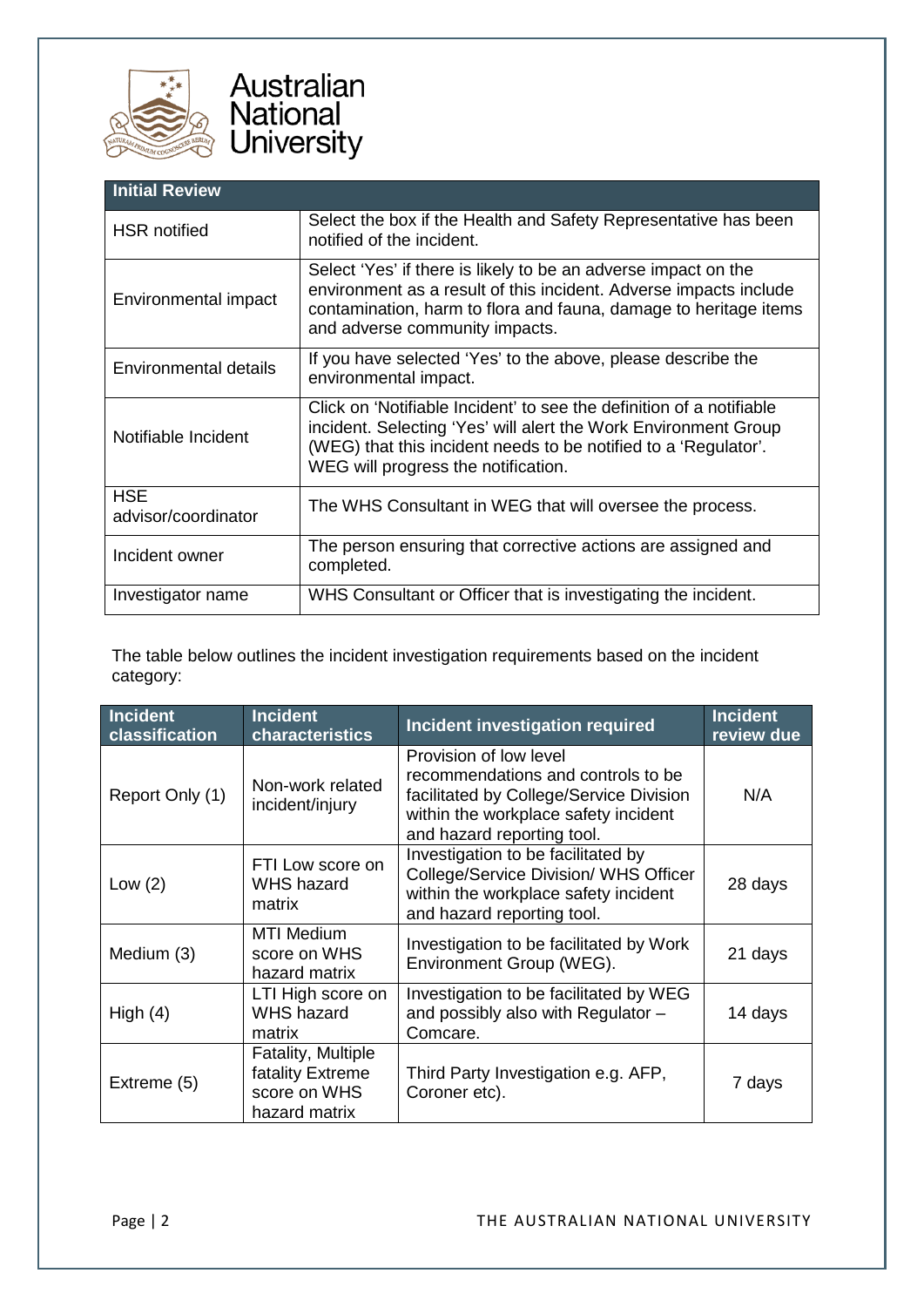| Initial Review | |
|---|---|
| HSR notified | Select the box if the Health and Safety Representative has been notified of the incident. |
| Environmental impact | Select 'Yes' if there is likely to be an adverse impact on the environment as a result of this incident. Adverse impacts include contamination, harm to flora and fauna, damage to heritage items and adverse community impacts. |
| Environmental details | If you have selected 'Yes' to the above, please describe the environmental impact. |
| Notifiable Incident | Click on 'Notifiable Incident' to see the definition of a notifiable incident. Selecting 'Yes' will alert the Work Environment Group (WEG) that this incident needs to be notified to a 'Regulator'. WEG will progress the notification. |
| HSE advisor/coordinator | The WHS Consultant in WEG that will oversee the process. |
| Incident owner | The person ensuring that corrective actions are assigned and completed. |
| Investigator name | WHS Consultant or Officer that is investigating the incident. |

The table below outlines the incident investigation requirements based on the incident category:

| Incident classification | Incident characteristics | Incident investigation required | Incident review due |
|---|---|---|---|
| Report Only (1) | Non-work related incident/injury | Provision of low level recommendations and controls to be facilitated by College/Service Division within the workplace safety incident and hazard reporting tool. | N/A |
| Low (2) | FTI Low score on WHS hazard matrix | Investigation to be facilitated by College/Service Division/ WHS Officer within the workplace safety incident and hazard reporting tool. | 28 days |
| Medium (3) | MTI Medium score on WHS hazard matrix | Investigation to be facilitated by Work Environment Group (WEG). | 21 days |
| High (4) | LTI High score on WHS hazard matrix | Investigation to be facilitated by WEG and possibly also with Regulator – Comcare. | 14 days |
| Extreme (5) | Fatality, Multiple fatality Extreme score on WHS hazard matrix | Third Party Investigation e.g. AFP, Coroner etc). | 7 days |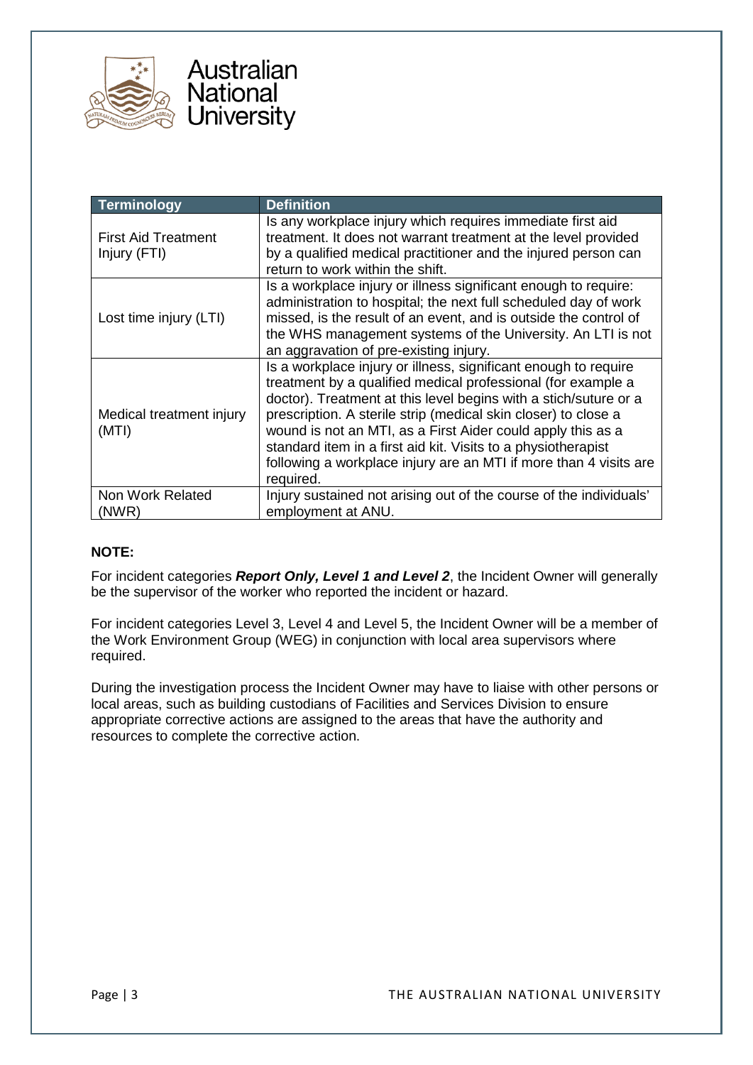| Terminology | Definition |
|---|---|
| First Aid Treatment Injury (FTI) | Is any workplace injury which requires immediate first aid treatment. It does not warrant treatment at the level provided by a qualified medical practitioner and the injured person can return to work within the shift. |
| Lost time injury (LTI) | Is a workplace injury or illness significant enough to require: administration to hospital; the next full scheduled day of work missed, is the result of an event, and is outside the control of the WHS management systems of the University. An LTI is not an aggravation of pre-existing injury. |
| Medical treatment injury (MTI) | Is a workplace injury or illness, significant enough to require treatment by a qualified medical professional (for example a doctor). Treatment at this level begins with a stich/suture or a prescription. A sterile strip (medical skin closer) to close a wound is not an MTI, as a First Aider could apply this as a standard item in a first aid kit. Visits to a physiotherapist following a workplace injury are an MTI if more than 4 visits are required. |
| Non Work Related (NWR) | Injury sustained not arising out of the course of the individuals' employment at ANU. |

**NOTE:**

For incident categories ***Report Only, Level 1 and Level 2***, the Incident Owner will generally be the supervisor of the worker who reported the incident or hazard.

For incident categories Level 3, Level 4 and Level 5, the Incident Owner will be a member of the Work Environment Group (WEG) in conjunction with local area supervisors where required.

During the investigation process the Incident Owner may have to liaise with other persons or local areas, such as building custodians of Facilities and Services Division to ensure appropriate corrective actions are assigned to the areas that have the authority and resources to complete the corrective action.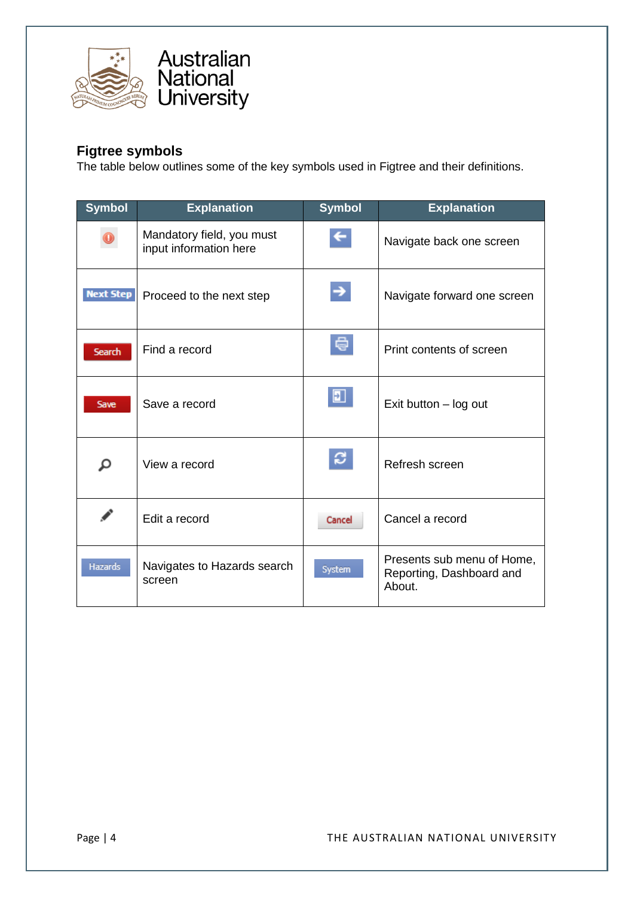Australian National University

## Figtree symbols

The table below outlines some of the key symbols used in Figtree and their definitions.

| Symbol | Explanation | Symbol | Explanation |
|---|---|---|---|
| | Mandatory field, you must input information here | | Navigate back one screen |
| Next Step | Proceed to the next step | | Navigate forward one screen |
| Search | Find a record | | Print contents of screen |
| Save | Save a record | | Exit button – log out |
| | View a record | | Refresh screen |
| | Edit a record | Cancel | Cancel a record |
| Hazards | Navigates to Hazards search screen | System | Presents sub menu of Home, Reporting, Dashboard and About. |